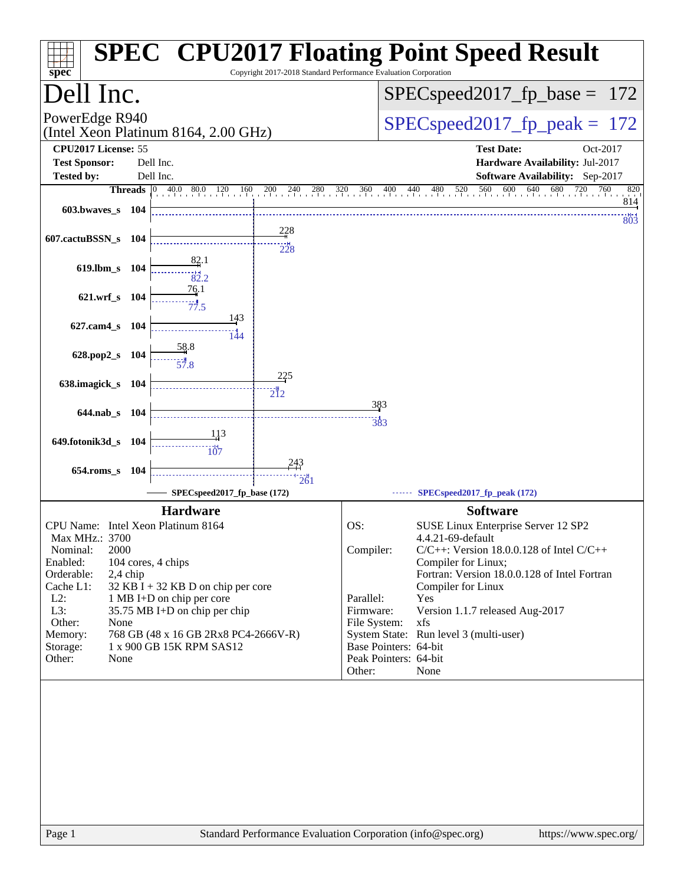# SPEC CPU2017 Floating Point Speed Result

Copyright 2017-2018 Standard Performance Evaluation Corporation

## Dell Inc.

PowerEdge R940
(Intel Xeon Platinum 8164, 2.00 GHz)

SPECspeed2017_fp_base = 172

SPECspeed2017_fp_peak = 172

**CPU2017 License:** 55
**Test Sponsor:** Dell Inc.
**Tested by:** Dell Inc.

**Test Date:** Oct-2017
**Hardware Availability:** Jul-2017
**Software Availability:** Sep-2017

| Benchmark | Threads | Base | Peak |
|---|---|---|---|
| 603.bwaves_s | 104 | 814 | 803 |
| 607.cactuBSSN_s | 104 | 228 | 228 |
| 619.lbm_s | 104 | 82.1 | 82.2 |
| 621.wrf_s | 104 | 76.1 | 77.5 |
| 627.cam4_s | 104 | 143 | 144 |
| 628.pop2_s | 104 | 58.8 | 57.8 |
| 638.imagick_s | 104 | 225 | 212 |
| 644.nab_s | 104 | 383 | 383 |
| 649.fotonik3d_s | 104 | 113 | 107 |
| 654.roms_s | 104 | 243 | 261 |

SPECspeed2017_fp_base (172) — SPECspeed2017_fp_peak (172)

### Hardware

| | |
|---|---|
| CPU Name: | Intel Xeon Platinum 8164 |
| Max MHz.: | 3700 |
| Nominal: | 2000 |
| Enabled: | 104 cores, 4 chips |
| Orderable: | 2,4 chip |
| Cache L1: | 32 KB I + 32 KB D on chip per core |
| L2: | 1 MB I+D on chip per core |
| L3: | 35.75 MB I+D on chip per chip |
| Other: | None |
| Memory: | 768 GB (48 x 16 GB 2Rx8 PC4-2666V-R) |
| Storage: | 1 x 900 GB 15K RPM SAS12 |
| Other: | None |

### Software

| | |
|---|---|
| OS: | SUSE Linux Enterprise Server 12 SP2 4.4.21-69-default |
| Compiler: | C/C++: Version 18.0.0.128 of Intel C/C++ Compiler for Linux; Fortran: Version 18.0.0.128 of Intel Fortran Compiler for Linux |
| Parallel: | Yes |
| Firmware: | Version 1.1.7 released Aug-2017 |
| File System: | xfs |
| System State: | Run level 3 (multi-user) |
| Base Pointers: | 64-bit |
| Peak Pointers: | 64-bit |
| Other: | None |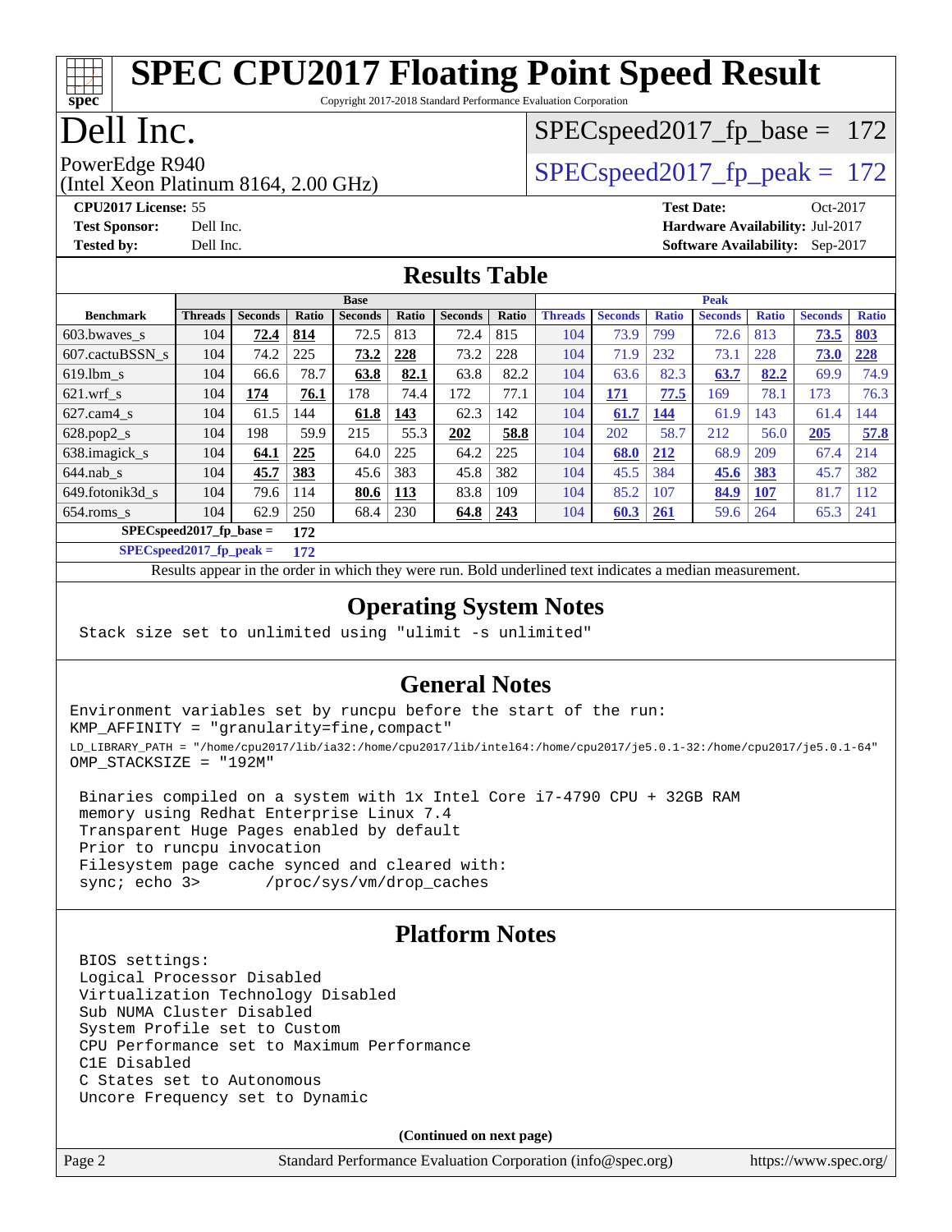# SPEC CPU2017 Floating Point Speed Result

Copyright 2017-2018 Standard Performance Evaluation Corporation

# Dell Inc.

PowerEdge R940
(Intel Xeon Platinum 8164, 2.00 GHz)

SPECspeed2017_fp_base = 172

SPECspeed2017_fp_peak = 172

**CPU2017 License:** 55
**Test Sponsor:** Dell Inc.
**Tested by:** Dell Inc.

**Test Date:** Oct-2017
**Hardware Availability:** Jul-2017
**Software Availability:** Sep-2017

## Results Table

| | Base | | | | | | | Peak | | | | | | |
|---|---|---|---|---|---|---|---|---|---|---|---|---|---|---|
| **Benchmark** | **Threads** | **Seconds** | **Ratio** | **Seconds** | **Ratio** | **Seconds** | **Ratio** | **Threads** | **Seconds** | **Ratio** | **Seconds** | **Ratio** | **Seconds** | **Ratio** |
| 603.bwaves_s | 104 | **72.4** | **814** | 72.5 | 813 | 72.4 | 815 | 104 | 73.9 | 799 | 72.6 | 813 | **73.5** | **803** |
| 607.cactuBSSN_s | 104 | 74.2 | 225 | **73.2** | **228** | 73.2 | 228 | 104 | 71.9 | 232 | 73.1 | 228 | **73.0** | **228** |
| 619.lbm_s | 104 | 66.6 | 78.7 | **63.8** | **82.1** | 63.8 | 82.2 | 104 | 63.6 | 82.3 | **63.7** | **82.2** | 69.9 | 74.9 |
| 621.wrf_s | 104 | **174** | **76.1** | 178 | 74.4 | 172 | 77.1 | 104 | **171** | **77.5** | 169 | 78.1 | 173 | 76.3 |
| 627.cam4_s | 104 | 61.5 | 144 | **61.8** | **143** | 62.3 | 142 | 104 | **61.7** | **144** | 61.9 | 143 | 61.4 | 144 |
| 628.pop2_s | 104 | 198 | 59.9 | 215 | 55.3 | **202** | **58.8** | 104 | 202 | 58.7 | 212 | 56.0 | **205** | **57.8** |
| 638.imagick_s | 104 | **64.1** | **225** | 64.0 | 225 | 64.2 | 225 | 104 | **68.0** | **212** | 68.9 | 209 | 67.4 | 214 |
| 644.nab_s | 104 | **45.7** | **383** | 45.6 | 383 | 45.8 | 382 | 104 | 45.5 | 384 | **45.6** | **383** | 45.7 | 382 |
| 649.fotonik3d_s | 104 | 79.6 | 114 | **80.6** | **113** | 83.8 | 109 | 104 | 85.2 | 107 | **84.9** | **107** | 81.7 | 112 |
| 654.roms_s | 104 | 62.9 | 250 | 68.4 | 230 | **64.8** | **243** | 104 | **60.3** | **261** | 59.6 | 264 | 65.3 | 241 |

**SPECspeed2017_fp_base =** **172**

**SPECspeed2017_fp_peak =** **172**

Results appear in the order in which they were run. Bold underlined text indicates a median measurement.

## Operating System Notes

```
Stack size set to unlimited using "ulimit -s unlimited"
```

## General Notes

```
Environment variables set by runcpu before the start of the run:
KMP_AFFINITY = "granularity=fine,compact"
LD_LIBRARY_PATH = "/home/cpu2017/lib/ia32:/home/cpu2017/lib/intel64:/home/cpu2017/je5.0.1-32:/home/cpu2017/je5.0.1-64"
OMP_STACKSIZE = "192M"

 Binaries compiled on a system with 1x Intel Core i7-4790 CPU + 32GB RAM
 memory using Redhat Enterprise Linux 7.4
 Transparent Huge Pages enabled by default
 Prior to runcpu invocation
 Filesystem page cache synced and cleared with:
 sync; echo 3>       /proc/sys/vm/drop_caches
```

## Platform Notes

```
BIOS settings:
Logical Processor Disabled
Virtualization Technology Disabled
Sub NUMA Cluster Disabled
System Profile set to Custom
CPU Performance set to Maximum Performance
C1E Disabled
C States set to Autonomous
Uncore Frequency set to Dynamic
```

**(Continued on next page)**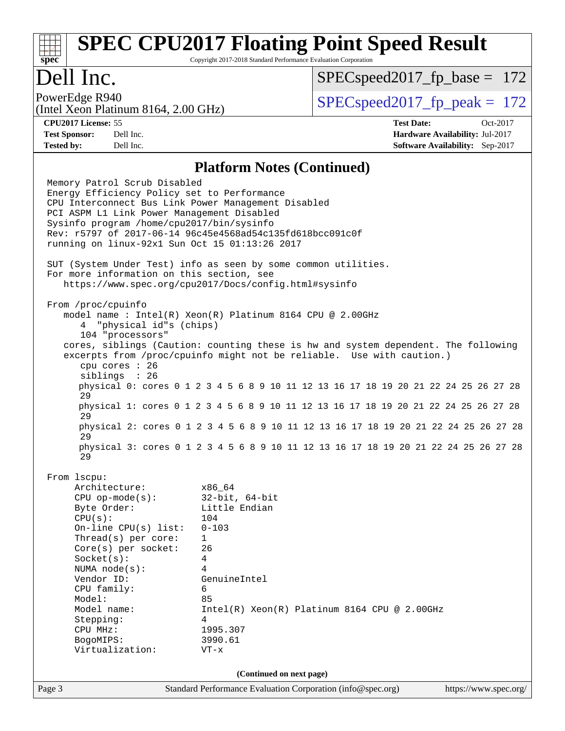# SPEC CPU2017 Floating Point Speed Result

Copyright 2017-2018 Standard Performance Evaluation Corporation

# Dell Inc.

PowerEdge R940
(Intel Xeon Platinum 8164, 2.00 GHz)

SPECspeed2017_fp_base = 172

SPECspeed2017_fp_peak = 172

**CPU2017 License:** 55
**Test Sponsor:** Dell Inc.
**Tested by:** Dell Inc.

**Test Date:** Oct-2017
**Hardware Availability:** Jul-2017
**Software Availability:** Sep-2017

## Platform Notes (Continued)

```
Memory Patrol Scrub Disabled
Energy Efficiency Policy set to Performance
CPU Interconnect Bus Link Power Management Disabled
PCI ASPM L1 Link Power Management Disabled
Sysinfo program /home/cpu2017/bin/sysinfo
Rev: r5797 of 2017-06-14 96c45e4568ad54c135fd618bcc091c0f
running on linux-92x1 Sun Oct 15 01:13:26 2017

SUT (System Under Test) info as seen by some common utilities.
For more information on this section, see
   https://www.spec.org/cpu2017/Docs/config.html#sysinfo

From /proc/cpuinfo
   model name : Intel(R) Xeon(R) Platinum 8164 CPU @ 2.00GHz
      4  "physical id"s (chips)
      104 "processors"
   cores, siblings (Caution: counting these is hw and system dependent. The following
   excerpts from /proc/cpuinfo might not be reliable.  Use with caution.)
      cpu cores : 26
      siblings  : 26
      physical 0: cores 0 1 2 3 4 5 6 8 9 10 11 12 13 16 17 18 19 20 21 22 24 25 26 27 28
      29
      physical 1: cores 0 1 2 3 4 5 6 8 9 10 11 12 13 16 17 18 19 20 21 22 24 25 26 27 28
      29
      physical 2: cores 0 1 2 3 4 5 6 8 9 10 11 12 13 16 17 18 19 20 21 22 24 25 26 27 28
      29
      physical 3: cores 0 1 2 3 4 5 6 8 9 10 11 12 13 16 17 18 19 20 21 22 24 25 26 27 28
      29

From lscpu:
     Architecture:          x86_64
     CPU op-mode(s):        32-bit, 64-bit
     Byte Order:            Little Endian
     CPU(s):                104
     On-line CPU(s) list:   0-103
     Thread(s) per core:    1
     Core(s) per socket:    26
     Socket(s):             4
     NUMA node(s):          4
     Vendor ID:             GenuineIntel
     CPU family:            6
     Model:                 85
     Model name:            Intel(R) Xeon(R) Platinum 8164 CPU @ 2.00GHz
     Stepping:              4
     CPU MHz:               1995.307
     BogoMIPS:              3990.61
     Virtualization:        VT-x
```

**(Continued on next page)**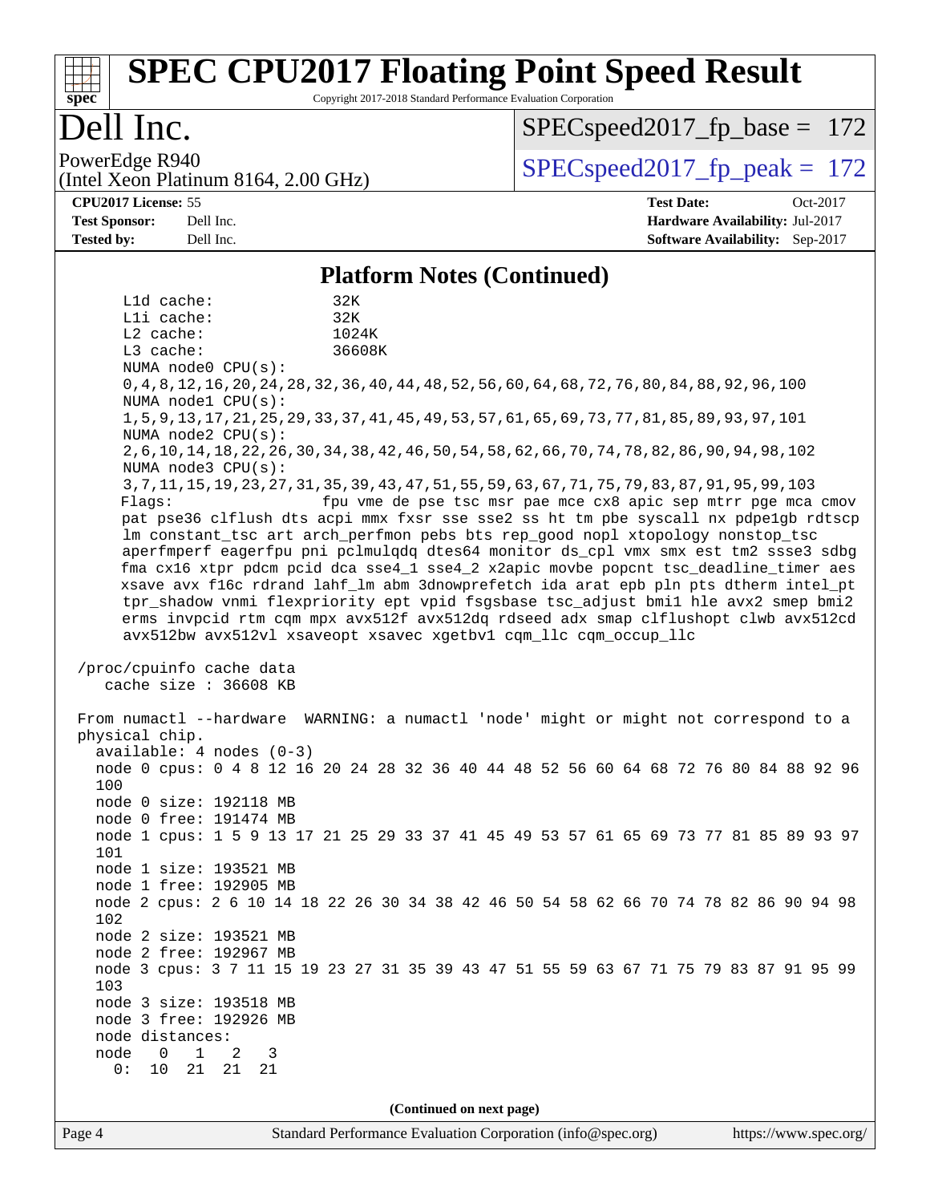## Platform Notes (Continued)

```
     L1d cache:              32K
     L1i cache:              32K
     L2 cache:               1024K
     L3 cache:               36608K
     NUMA node0 CPU(s):
     0,4,8,12,16,20,24,28,32,36,40,44,48,52,56,60,64,68,72,76,80,84,88,92,96,100
     NUMA node1 CPU(s):
     1,5,9,13,17,21,25,29,33,37,41,45,49,53,57,61,65,69,73,77,81,85,89,93,97,101
     NUMA node2 CPU(s):
     2,6,10,14,18,22,26,30,34,38,42,46,50,54,58,62,66,70,74,78,82,86,90,94,98,102
     NUMA node3 CPU(s):
     3,7,11,15,19,23,27,31,35,39,43,47,51,55,59,63,67,71,75,79,83,87,91,95,99,103
     Flags:                  fpu vme de pse tsc msr pae mce cx8 apic sep mtrr pge mca cmov
     pat pse36 clflush dts acpi mmx fxsr sse sse2 ss ht tm pbe syscall nx pdpe1gb rdtscp
     lm constant_tsc art arch_perfmon pebs bts rep_good nopl xtopology nonstop_tsc
     aperfmperf eagerfpu pni pclmulqdq dtes64 monitor ds_cpl vmx smx est tm2 ssse3 sdbg
     fma cx16 xtpr pdcm pcid dca sse4_1 sse4_2 x2apic movbe popcnt tsc_deadline_timer aes
     xsave avx f16c rdrand lahf_lm abm 3dnowprefetch ida arat epb pln pts dtherm intel_pt
     tpr_shadow vnmi flexpriority ept vpid fsgsbase tsc_adjust bmi1 hle avx2 smep bmi2
     erms invpcid rtm cqm mpx avx512f avx512dq rdseed adx smap clflushopt clwb avx512cd
     avx512bw avx512vl xsaveopt xsavec xgetbv1 cqm_llc cqm_occup_llc

 /proc/cpuinfo cache data
    cache size : 36608 KB

 From numactl --hardware  WARNING: a numactl 'node' might or might not correspond to a
 physical chip.
   available: 4 nodes (0-3)
   node 0 cpus: 0 4 8 12 16 20 24 28 32 36 40 44 48 52 56 60 64 68 72 76 80 84 88 92 96
   100
   node 0 size: 192118 MB
   node 0 free: 191474 MB
   node 1 cpus: 1 5 9 13 17 21 25 29 33 37 41 45 49 53 57 61 65 69 73 77 81 85 89 93 97
   101
   node 1 size: 193521 MB
   node 1 free: 192905 MB
   node 2 cpus: 2 6 10 14 18 22 26 30 34 38 42 46 50 54 58 62 66 70 74 78 82 86 90 94 98
   102
   node 2 size: 193521 MB
   node 2 free: 192967 MB
   node 3 cpus: 3 7 11 15 19 23 27 31 35 39 43 47 51 55 59 63 67 71 75 79 83 87 91 95 99
   103
   node 3 size: 193518 MB
   node 3 free: 192926 MB
   node distances:
   node   0   1   2   3
     0:  10  21  21  21
```

(Continued on next page)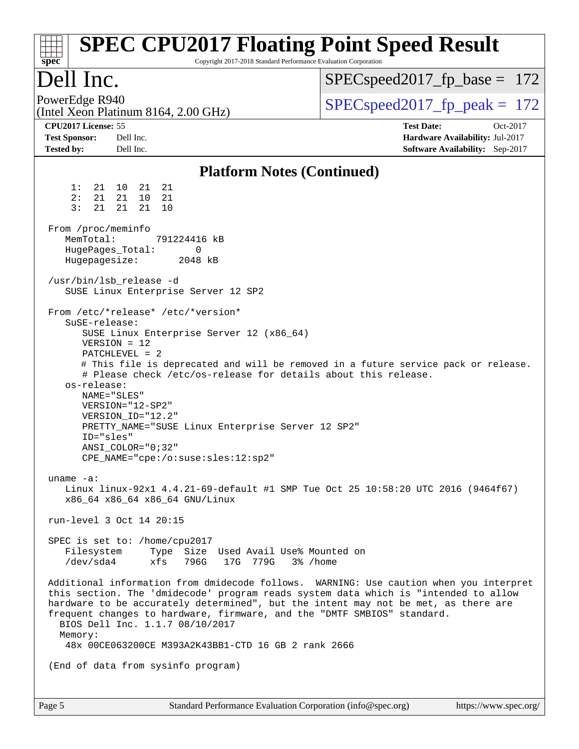## Platform Notes (Continued)

```
     1:  21  10  21  21
     2:  21  21  10  21
     3:  21  21  21  10

 From /proc/meminfo
    MemTotal:       791224416 kB
    HugePages_Total:       0
    Hugepagesize:       2048 kB

 /usr/bin/lsb_release -d
    SUSE Linux Enterprise Server 12 SP2

 From /etc/*release* /etc/*version*
    SuSE-release:
       SUSE Linux Enterprise Server 12 (x86_64)
       VERSION = 12
       PATCHLEVEL = 2
       # This file is deprecated and will be removed in a future service pack or release.
       # Please check /etc/os-release for details about this release.
    os-release:
       NAME="SLES"
       VERSION="12-SP2"
       VERSION_ID="12.2"
       PRETTY_NAME="SUSE Linux Enterprise Server 12 SP2"
       ID="sles"
       ANSI_COLOR="0;32"
       CPE_NAME="cpe:/o:suse:sles:12:sp2"

 uname -a:
    Linux linux-92x1 4.4.21-69-default #1 SMP Tue Oct 25 10:58:20 UTC 2016 (9464f67)
    x86_64 x86_64 x86_64 GNU/Linux

 run-level 3 Oct 14 20:15

 SPEC is set to: /home/cpu2017
    Filesystem     Type  Size  Used Avail Use% Mounted on
    /dev/sda4      xfs   796G   17G  779G   3% /home

 Additional information from dmidecode follows.  WARNING: Use caution when you interpret
 this section. The 'dmidecode' program reads system data which is "intended to allow
 hardware to be accurately determined", but the intent may not be met, as there are
 frequent changes to hardware, firmware, and the "DMTF SMBIOS" standard.
   BIOS Dell Inc. 1.1.7 08/10/2017
   Memory:
    48x 00CE063200CE M393A2K43BB1-CTD 16 GB 2 rank 2666

 (End of data from sysinfo program)
```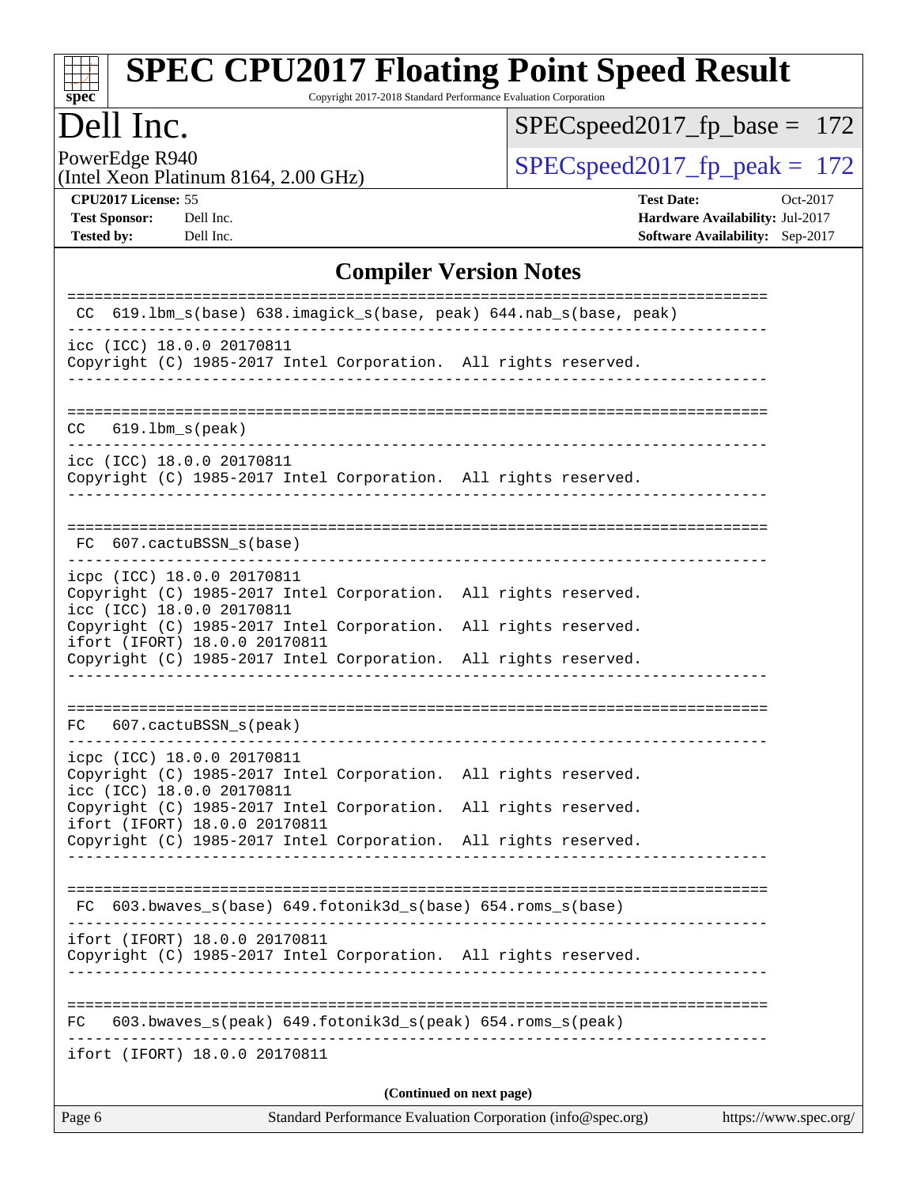# SPEC CPU2017 Floating Point Speed Result

Copyright 2017-2018 Standard Performance Evaluation Corporation

## Dell Inc.

PowerEdge R940
(Intel Xeon Platinum 8164, 2.00 GHz)

SPECspeed2017_fp_base = 172

SPECspeed2017_fp_peak = 172

**CPU2017 License:** 55
**Test Sponsor:** Dell Inc.
**Tested by:** Dell Inc.

**Test Date:** Oct-2017
**Hardware Availability:** Jul-2017
**Software Availability:** Sep-2017

### Compiler Version Notes

```
==============================================================================
 CC  619.lbm_s(base) 638.imagick_s(base, peak) 644.nab_s(base, peak)
------------------------------------------------------------------------------
icc (ICC) 18.0.0 20170811
Copyright (C) 1985-2017 Intel Corporation.  All rights reserved.
------------------------------------------------------------------------------

==============================================================================
 CC   619.lbm_s(peak)
------------------------------------------------------------------------------
icc (ICC) 18.0.0 20170811
Copyright (C) 1985-2017 Intel Corporation.  All rights reserved.
------------------------------------------------------------------------------

==============================================================================
 FC  607.cactuBSSN_s(base)
------------------------------------------------------------------------------
icpc (ICC) 18.0.0 20170811
Copyright (C) 1985-2017 Intel Corporation.  All rights reserved.
icc (ICC) 18.0.0 20170811
Copyright (C) 1985-2017 Intel Corporation.  All rights reserved.
ifort (IFORT) 18.0.0 20170811
Copyright (C) 1985-2017 Intel Corporation.  All rights reserved.
------------------------------------------------------------------------------

==============================================================================
 FC   607.cactuBSSN_s(peak)
------------------------------------------------------------------------------
icpc (ICC) 18.0.0 20170811
Copyright (C) 1985-2017 Intel Corporation.  All rights reserved.
icc (ICC) 18.0.0 20170811
Copyright (C) 1985-2017 Intel Corporation.  All rights reserved.
ifort (IFORT) 18.0.0 20170811
Copyright (C) 1985-2017 Intel Corporation.  All rights reserved.
------------------------------------------------------------------------------

==============================================================================
 FC  603.bwaves_s(base) 649.fotonik3d_s(base) 654.roms_s(base)
------------------------------------------------------------------------------
ifort (IFORT) 18.0.0 20170811
Copyright (C) 1985-2017 Intel Corporation.  All rights reserved.
------------------------------------------------------------------------------

==============================================================================
 FC   603.bwaves_s(peak) 649.fotonik3d_s(peak) 654.roms_s(peak)
------------------------------------------------------------------------------
ifort (IFORT) 18.0.0 20170811
```

(Continued on next page)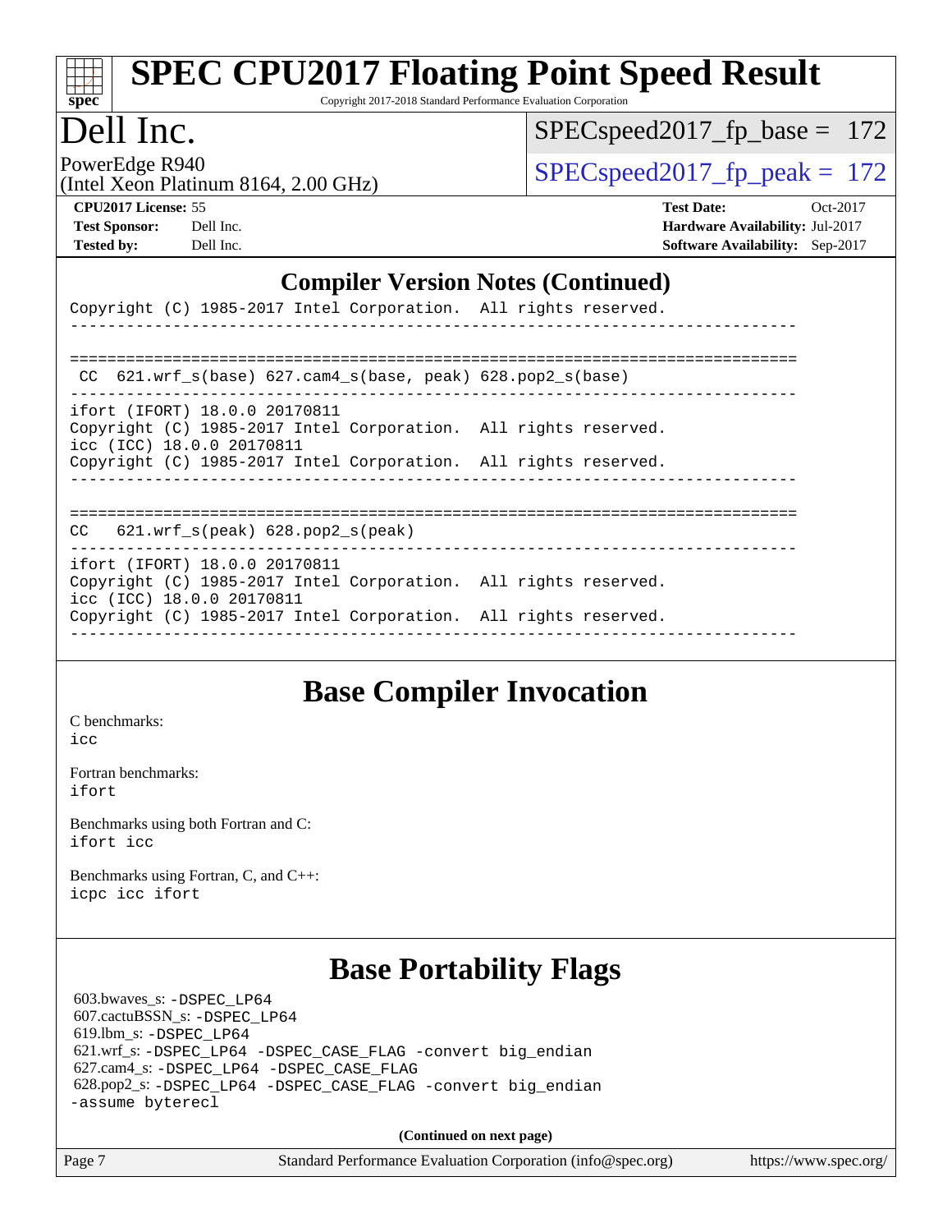## Compiler Version Notes (Continued)

```
Copyright (C) 1985-2017 Intel Corporation.  All rights reserved.
------------------------------------------------------------------------------

==============================================================================
 CC  621.wrf_s(base) 627.cam4_s(base, peak) 628.pop2_s(base)
------------------------------------------------------------------------------
ifort (IFORT) 18.0.0 20170811
Copyright (C) 1985-2017 Intel Corporation.  All rights reserved.
icc (ICC) 18.0.0 20170811
Copyright (C) 1985-2017 Intel Corporation.  All rights reserved.
------------------------------------------------------------------------------

==============================================================================
CC   621.wrf_s(peak) 628.pop2_s(peak)
------------------------------------------------------------------------------
ifort (IFORT) 18.0.0 20170811
Copyright (C) 1985-2017 Intel Corporation.  All rights reserved.
icc (ICC) 18.0.0 20170811
Copyright (C) 1985-2017 Intel Corporation.  All rights reserved.
------------------------------------------------------------------------------
```

## Base Compiler Invocation

C benchmarks:
icc

Fortran benchmarks:
ifort

Benchmarks using both Fortran and C:
ifort icc

Benchmarks using Fortran, C, and C++:
icpc icc ifort

## Base Portability Flags

603.bwaves_s: -DSPEC_LP64
607.cactuBSSN_s: -DSPEC_LP64
619.lbm_s: -DSPEC_LP64
621.wrf_s: -DSPEC_LP64 -DSPEC_CASE_FLAG -convert big_endian
627.cam4_s: -DSPEC_LP64 -DSPEC_CASE_FLAG
628.pop2_s: -DSPEC_LP64 -DSPEC_CASE_FLAG -convert big_endian -assume byterecl

(Continued on next page)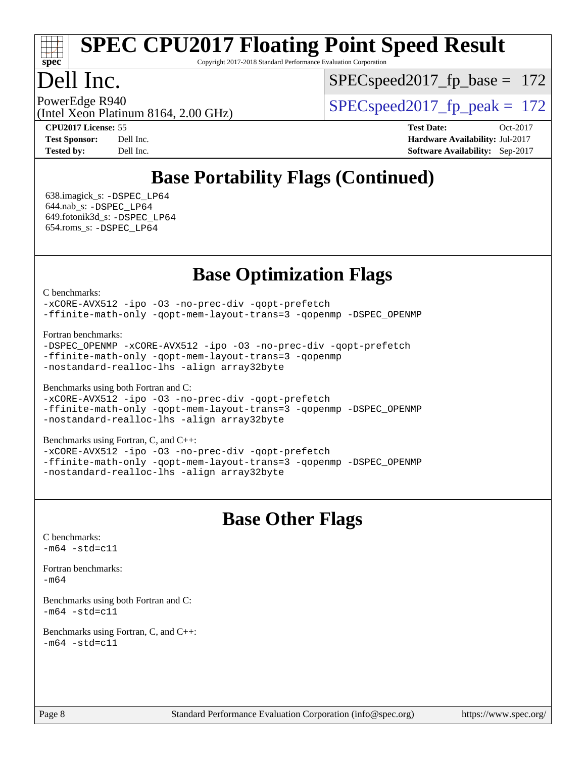## Base Portability Flags (Continued)

638.imagick_s: -DSPEC_LP64
644.nab_s: -DSPEC_LP64
649.fotonik3d_s: -DSPEC_LP64
654.roms_s: -DSPEC_LP64

## Base Optimization Flags

C benchmarks:
-xCORE-AVX512 -ipo -O3 -no-prec-div -qopt-prefetch
-ffinite-math-only -qopt-mem-layout-trans=3 -qopenmp -DSPEC_OPENMP

Fortran benchmarks:
-DSPEC_OPENMP -xCORE-AVX512 -ipo -O3 -no-prec-div -qopt-prefetch
-ffinite-math-only -qopt-mem-layout-trans=3 -qopenmp
-nostandard-realloc-lhs -align array32byte

Benchmarks using both Fortran and C:
-xCORE-AVX512 -ipo -O3 -no-prec-div -qopt-prefetch
-ffinite-math-only -qopt-mem-layout-trans=3 -qopenmp -DSPEC_OPENMP
-nostandard-realloc-lhs -align array32byte

Benchmarks using Fortran, C, and C++:
-xCORE-AVX512 -ipo -O3 -no-prec-div -qopt-prefetch
-ffinite-math-only -qopt-mem-layout-trans=3 -qopenmp -DSPEC_OPENMP
-nostandard-realloc-lhs -align array32byte

## Base Other Flags

C benchmarks:
-m64 -std=c11

Fortran benchmarks:
-m64

Benchmarks using both Fortran and C:
-m64 -std=c11

Benchmarks using Fortran, C, and C++:
-m64 -std=c11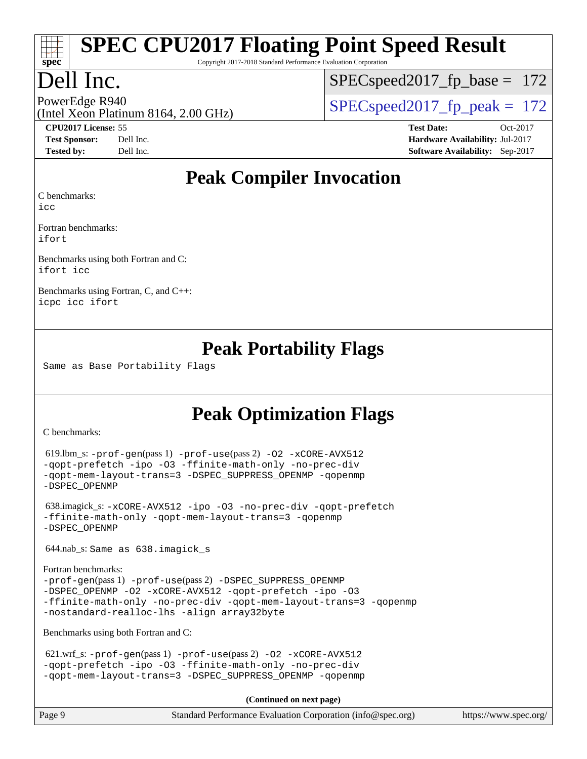# Peak Compiler Invocation

C benchmarks:
icc

Fortran benchmarks:
ifort

Benchmarks using both Fortran and C:
ifort icc

Benchmarks using Fortran, C, and C++:
icpc icc ifort

# Peak Portability Flags

Same as Base Portability Flags

# Peak Optimization Flags

C benchmarks:

619.lbm_s: -prof-gen(pass 1) -prof-use(pass 2) -O2 -xCORE-AVX512 -qopt-prefetch -ipo -O3 -ffinite-math-only -no-prec-div -qopt-mem-layout-trans=3 -DSPEC_SUPPRESS_OPENMP -qopenmp -DSPEC_OPENMP

638.imagick_s: -xCORE-AVX512 -ipo -O3 -no-prec-div -qopt-prefetch -ffinite-math-only -qopt-mem-layout-trans=3 -qopenmp -DSPEC_OPENMP

644.nab_s: Same as 638.imagick_s

Fortran benchmarks:
-prof-gen(pass 1) -prof-use(pass 2) -DSPEC_SUPPRESS_OPENMP -DSPEC_OPENMP -O2 -xCORE-AVX512 -qopt-prefetch -ipo -O3 -ffinite-math-only -no-prec-div -qopt-mem-layout-trans=3 -qopenmp -nostandard-realloc-lhs -align array32byte

Benchmarks using both Fortran and C:

621.wrf_s: -prof-gen(pass 1) -prof-use(pass 2) -O2 -xCORE-AVX512 -qopt-prefetch -ipo -O3 -ffinite-math-only -no-prec-div -qopt-mem-layout-trans=3 -DSPEC_SUPPRESS_OPENMP -qopenmp

**(Continued on next page)**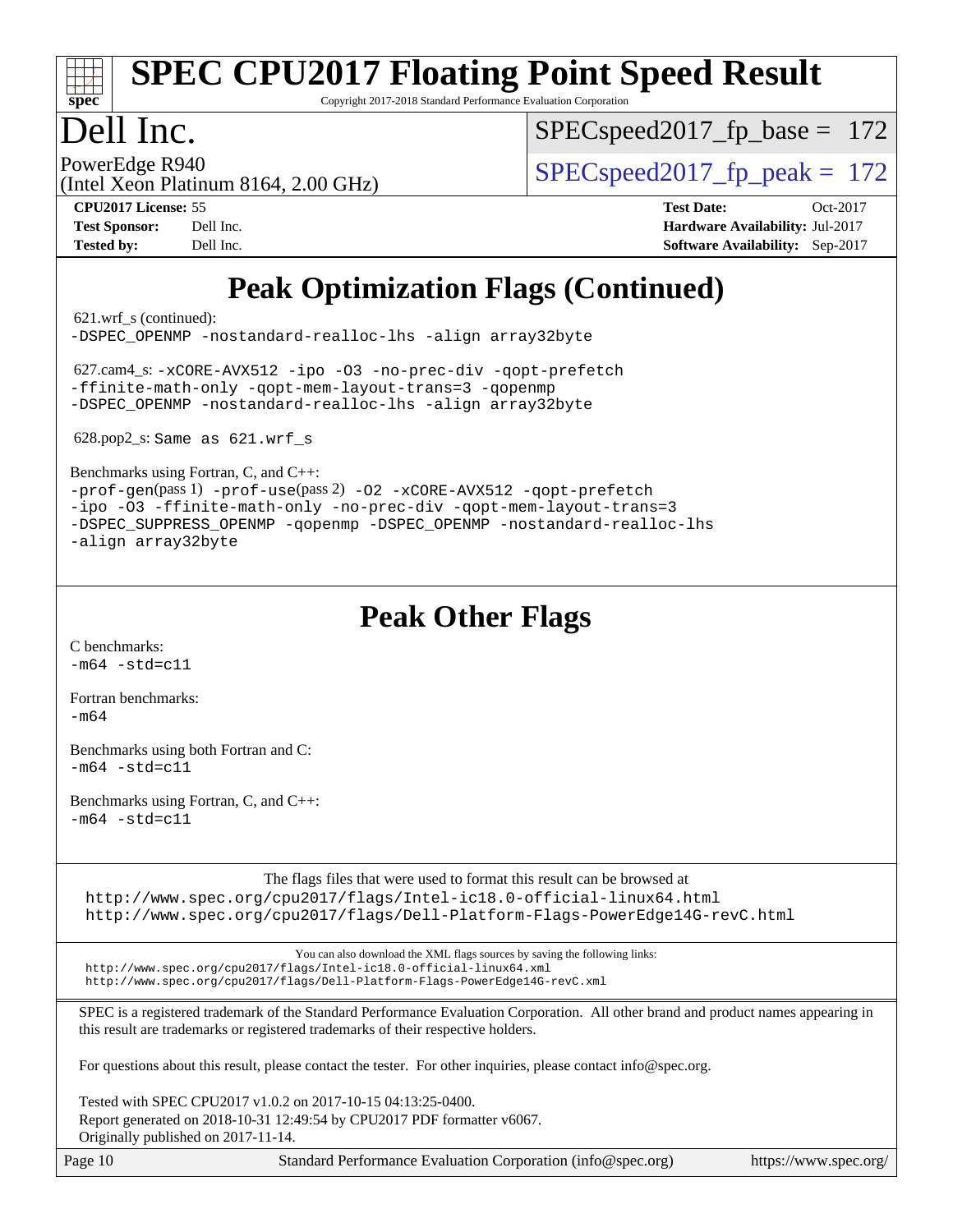# Peak Optimization Flags (Continued)

621.wrf_s (continued):
-DSPEC_OPENMP -nostandard-realloc-lhs -align array32byte

627.cam4_s: -xCORE-AVX512 -ipo -O3 -no-prec-div -qopt-prefetch
-ffinite-math-only -qopt-mem-layout-trans=3 -qopenmp
-DSPEC_OPENMP -nostandard-realloc-lhs -align array32byte

628.pop2_s: Same as 621.wrf_s

Benchmarks using Fortran, C, and C++:
-prof-gen(pass 1) -prof-use(pass 2) -O2 -xCORE-AVX512 -qopt-prefetch
-ipo -O3 -ffinite-math-only -no-prec-div -qopt-mem-layout-trans=3
-DSPEC_SUPPRESS_OPENMP -qopenmp -DSPEC_OPENMP -nostandard-realloc-lhs
-align array32byte

# Peak Other Flags

C benchmarks:
-m64 -std=c11

Fortran benchmarks:
-m64

Benchmarks using both Fortran and C:
-m64 -std=c11

Benchmarks using Fortran, C, and C++:
-m64 -std=c11

The flags files that were used to format this result can be browsed at
http://www.spec.org/cpu2017/flags/Intel-ic18.0-official-linux64.html
http://www.spec.org/cpu2017/flags/Dell-Platform-Flags-PowerEdge14G-revC.html

You can also download the XML flags sources by saving the following links:
http://www.spec.org/cpu2017/flags/Intel-ic18.0-official-linux64.xml
http://www.spec.org/cpu2017/flags/Dell-Platform-Flags-PowerEdge14G-revC.xml

SPEC is a registered trademark of the Standard Performance Evaluation Corporation. All other brand and product names appearing in this result are trademarks or registered trademarks of their respective holders.

For questions about this result, please contact the tester. For other inquiries, please contact info@spec.org.

Tested with SPEC CPU2017 v1.0.2 on 2017-10-15 04:13:25-0400.
Report generated on 2018-10-31 12:49:54 by CPU2017 PDF formatter v6067.
Originally published on 2017-11-14.